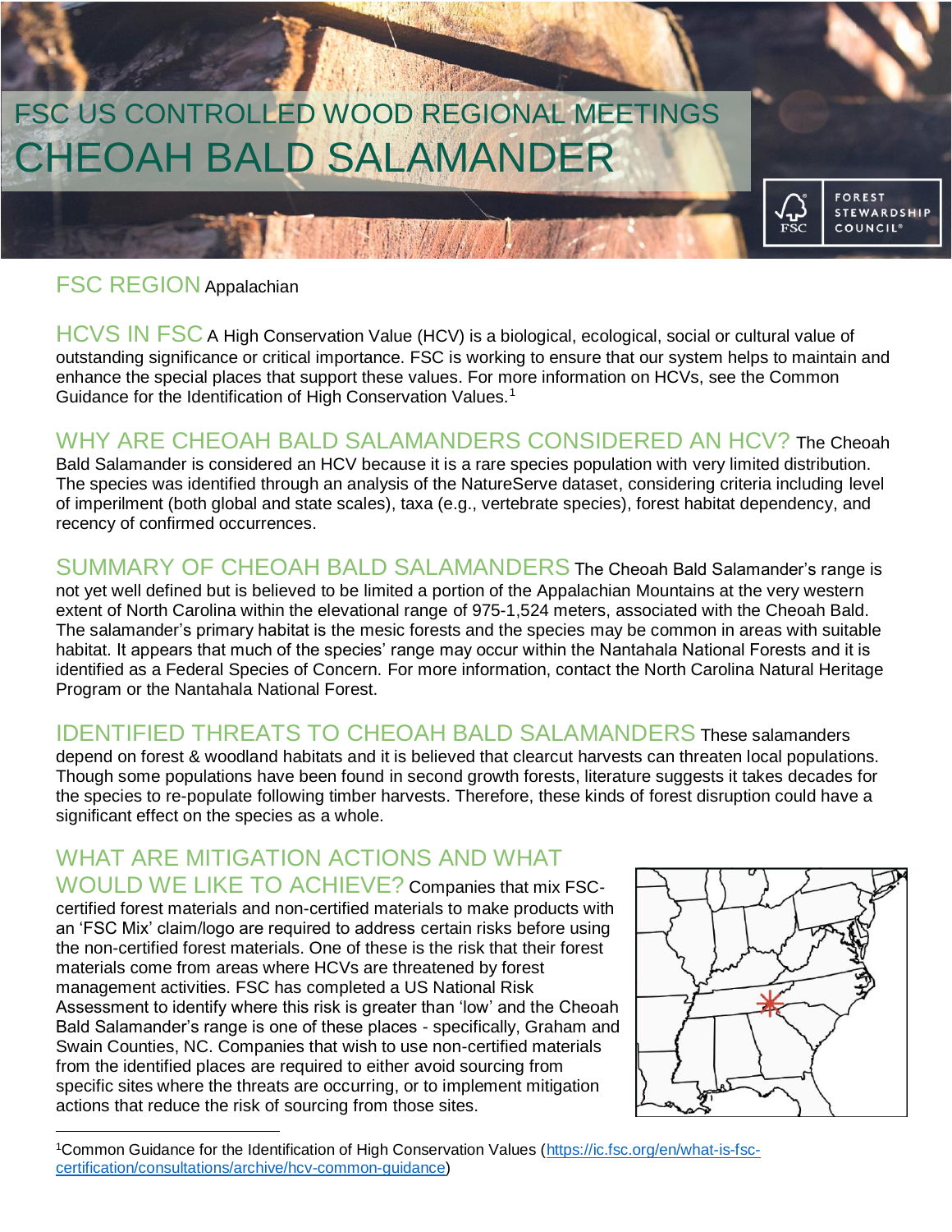# FSC US CONTROLLED WOOD REGIONAL MEETINGS
# CHEOAH BALD SALAMANDER

FOREST STEWARDSHIP COUNCIL®

## FSC REGION
Appalachian

## HCVS IN FSC
A High Conservation Value (HCV) is a biological, ecological, social or cultural value of outstanding significance or critical importance. FSC is working to ensure that our system helps to maintain and enhance the special places that support these values. For more information on HCVs, see the Common Guidance for the Identification of High Conservation Values.[1]

## WHY ARE CHEOAH BALD SALAMANDERS CONSIDERED AN HCV?
The Cheoah Bald Salamander is considered an HCV because it is a rare species population with very limited distribution. The species was identified through an analysis of the NatureServe dataset, considering criteria including level of imperilment (both global and state scales), taxa (e.g., vertebrate species), forest habitat dependency, and recency of confirmed occurrences.

## SUMMARY OF CHEOAH BALD SALAMANDERS
The Cheoah Bald Salamander's range is not yet well defined but is believed to be limited a portion of the Appalachian Mountains at the very western extent of North Carolina within the elevational range of 975-1,524 meters, associated with the Cheoah Bald. The salamander's primary habitat is the mesic forests and the species may be common in areas with suitable habitat. It appears that much of the species' range may occur within the Nantahala National Forests and it is identified as a Federal Species of Concern. For more information, contact the North Carolina Natural Heritage Program or the Nantahala National Forest.

## IDENTIFIED THREATS TO CHEOAH BALD SALAMANDERS
These salamanders depend on forest & woodland habitats and it is believed that clearcut harvests can threaten local populations. Though some populations have been found in second growth forests, literature suggests it takes decades for the species to re-populate following timber harvests. Therefore, these kinds of forest disruption could have a significant effect on the species as a whole.

## WHAT ARE MITIGATION ACTIONS AND WHAT WOULD WE LIKE TO ACHIEVE?
Companies that mix FSC-certified forest materials and non-certified materials to make products with an 'FSC Mix' claim/logo are required to address certain risks before using the non-certified forest materials. One of these is the risk that their forest materials come from areas where HCVs are threatened by forest management activities. FSC has completed a US National Risk Assessment to identify where this risk is greater than 'low' and the Cheoah Bald Salamander's range is one of these places - specifically, Graham and Swain Counties, NC. Companies that wish to use non-certified materials from the identified places are required to either avoid sourcing from specific sites where the threats are occurring, or to implement mitigation actions that reduce the risk of sourcing from those sites.

[1] Common Guidance for the Identification of High Conservation Values (https://ic.fsc.org/en/what-is-fsc-certification/consultations/archive/hcv-common-guidance)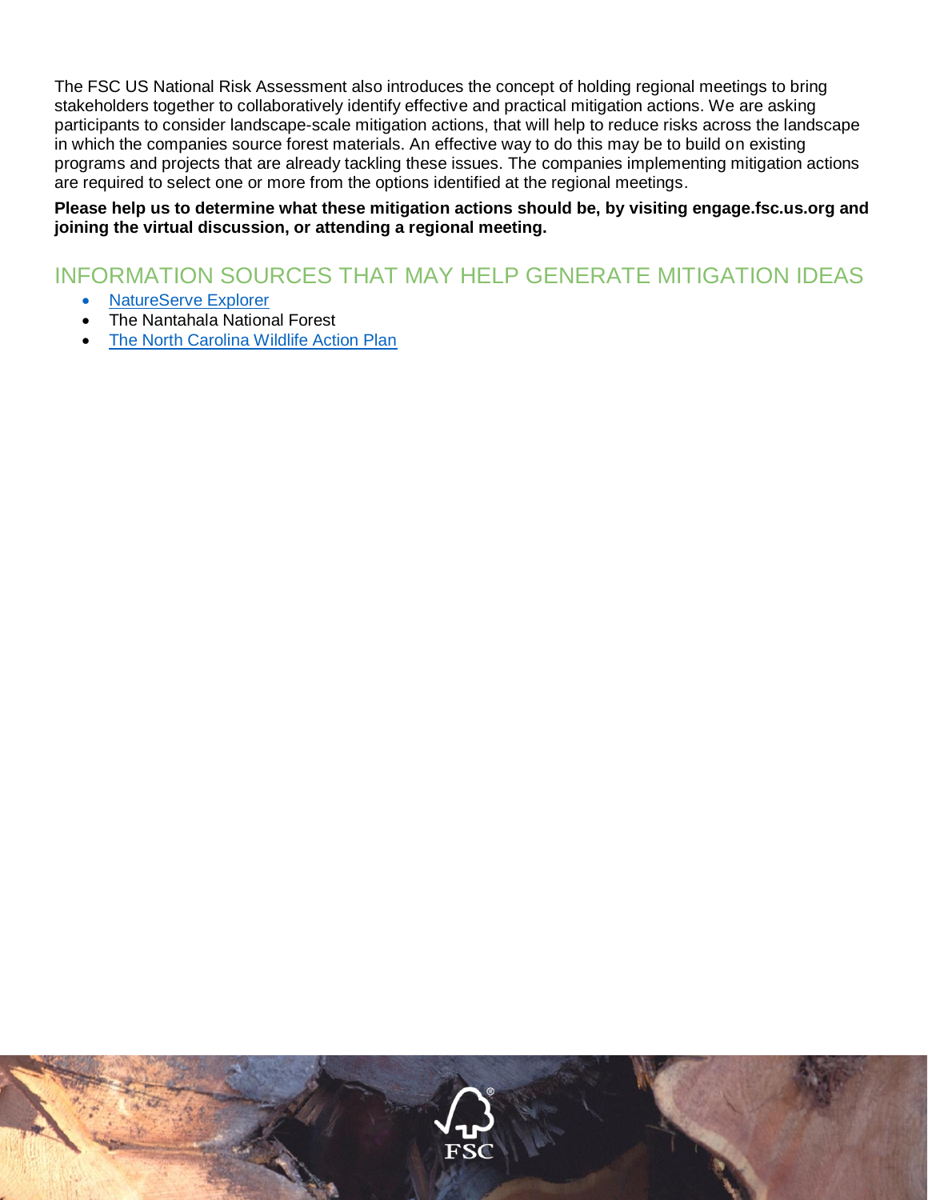The FSC US National Risk Assessment also introduces the concept of holding regional meetings to bring stakeholders together to collaboratively identify effective and practical mitigation actions. We are asking participants to consider landscape-scale mitigation actions, that will help to reduce risks across the landscape in which the companies source forest materials. An effective way to do this may be to build on existing programs and projects that are already tackling these issues. The companies implementing mitigation actions are required to select one or more from the options identified at the regional meetings.

**Please help us to determine what these mitigation actions should be, by visiting engage.fsc.us.org and joining the virtual discussion, or attending a regional meeting.**

## INFORMATION SOURCES THAT MAY HELP GENERATE MITIGATION IDEAS

- NatureServe Explorer
- The Nantahala National Forest
- The North Carolina Wildlife Action Plan